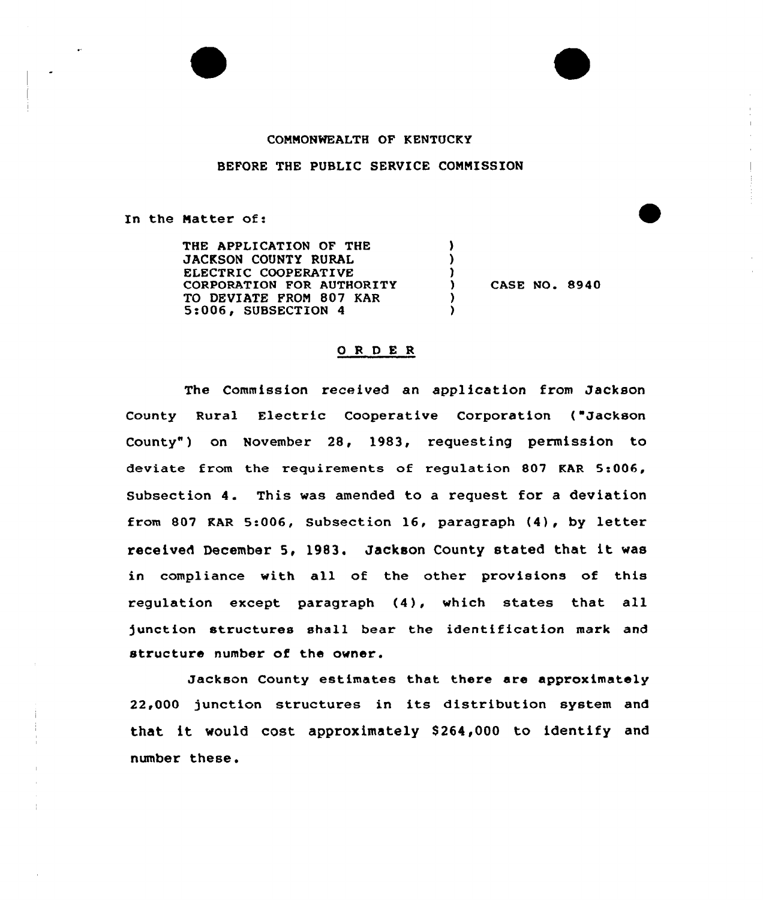COMMONWEALTH OF KENTUCKY

BEFORE THE PUBLIC SERVICE COMMISSION

In the Matter of:

THE APPLICATION OF THE JACKSON COUNTY RURAL ELECTRIC COOPERATIVE CORPORATION FOR AUTHORITY TO DEVIATE FROM 807 KAR 5:006, SUBSECTION 4 ) CASE NO. 8940

## O R D E R

The Commission received an application from Jackson County Rural Electric Cooperative Corporation ("Jackson County") on November 28, 1983, requesting permission to deviate from the requirements of regulation 807 KAR 5:006, Subsection 4. This was amended to a request for a deviation from 807 KAR 5:006, Subsection 16, paragraph (4), by letter received December 5, 1983. Jackson County stated that it was in compliance with all of the other provisions of this regulation except paragraph (4), which states that all junction structures shall bear the identification mark and structure number of the owner.

Jackson County estimates that there are approximately 22,000 junction structures in its distribution system and that it would cost approximately $264,000 to identify and number these.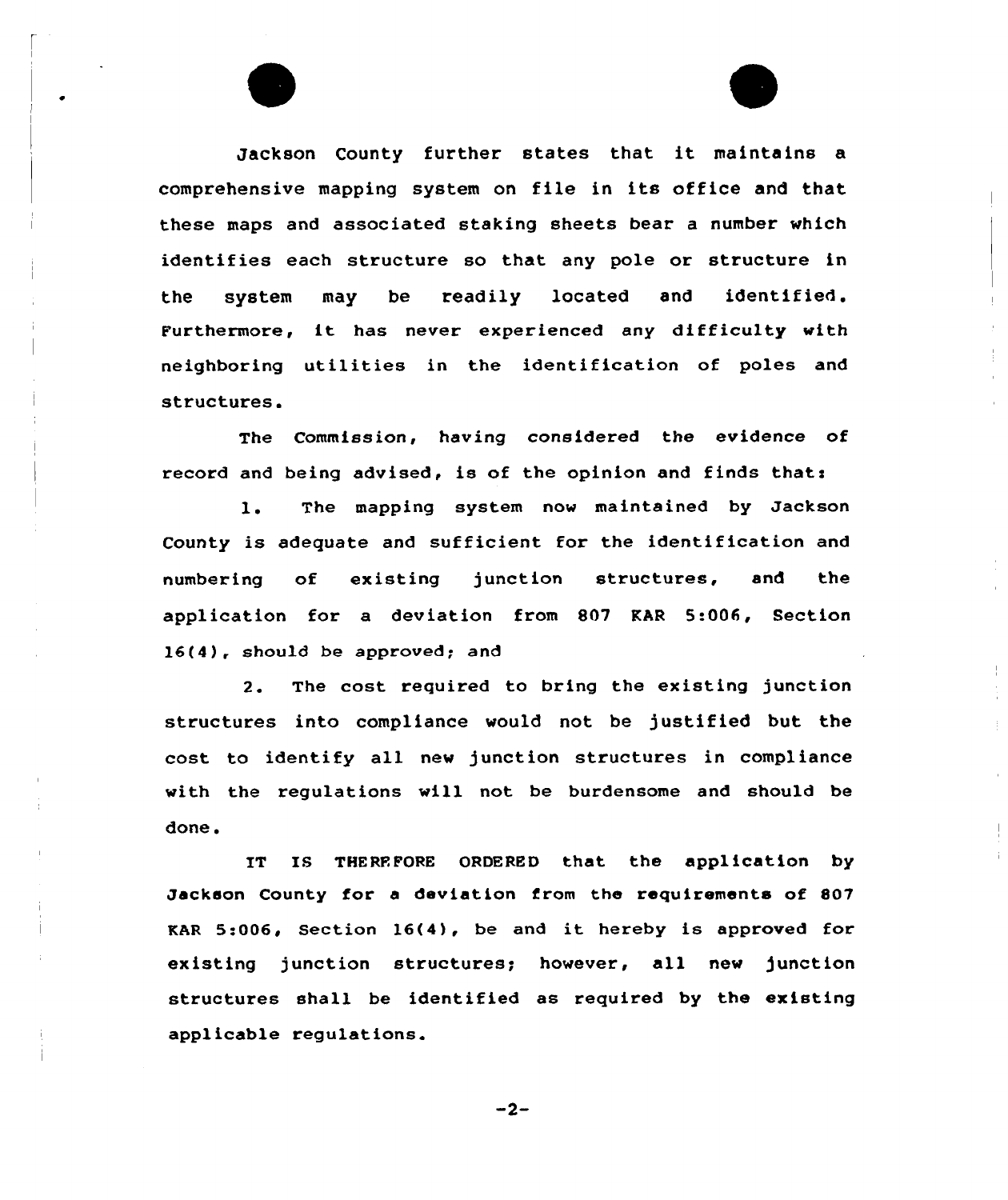Jackson County further states that it maintains a comprehensive mapping system on file in its office and that these maps and associated staking sheets bear a number which identifies each structure so that any pole or structure in the system may be readily located and identified. Furthermore, it has never experienced any difficulty with neighboring utilities in the identification of poles and structures.

The Commission, having considered the evidence of record and being advised, is of the opinion and finds that:

1. The mapping system now maintained by Jackson County is adequate and sufficient for the identification and numbering of existing junction structures, and the application for a deviation from 807 KAR 5:006, Section 16(4), should be approved; and

2. The cost required to bring the existing junction structures into compliance would not be justified but the cost to identify all new junction structures in compliance with the regulations will not be burdensome and should be done.

IT IS THEREFORE ORDERED that the application by Jackson County for a deviation from the requirements of 807 KAR 5:006, Section 16(4), be and it hereby is approved for existing junction structures; however, all new junction structures shall be identified as required by the existing applicable regulations.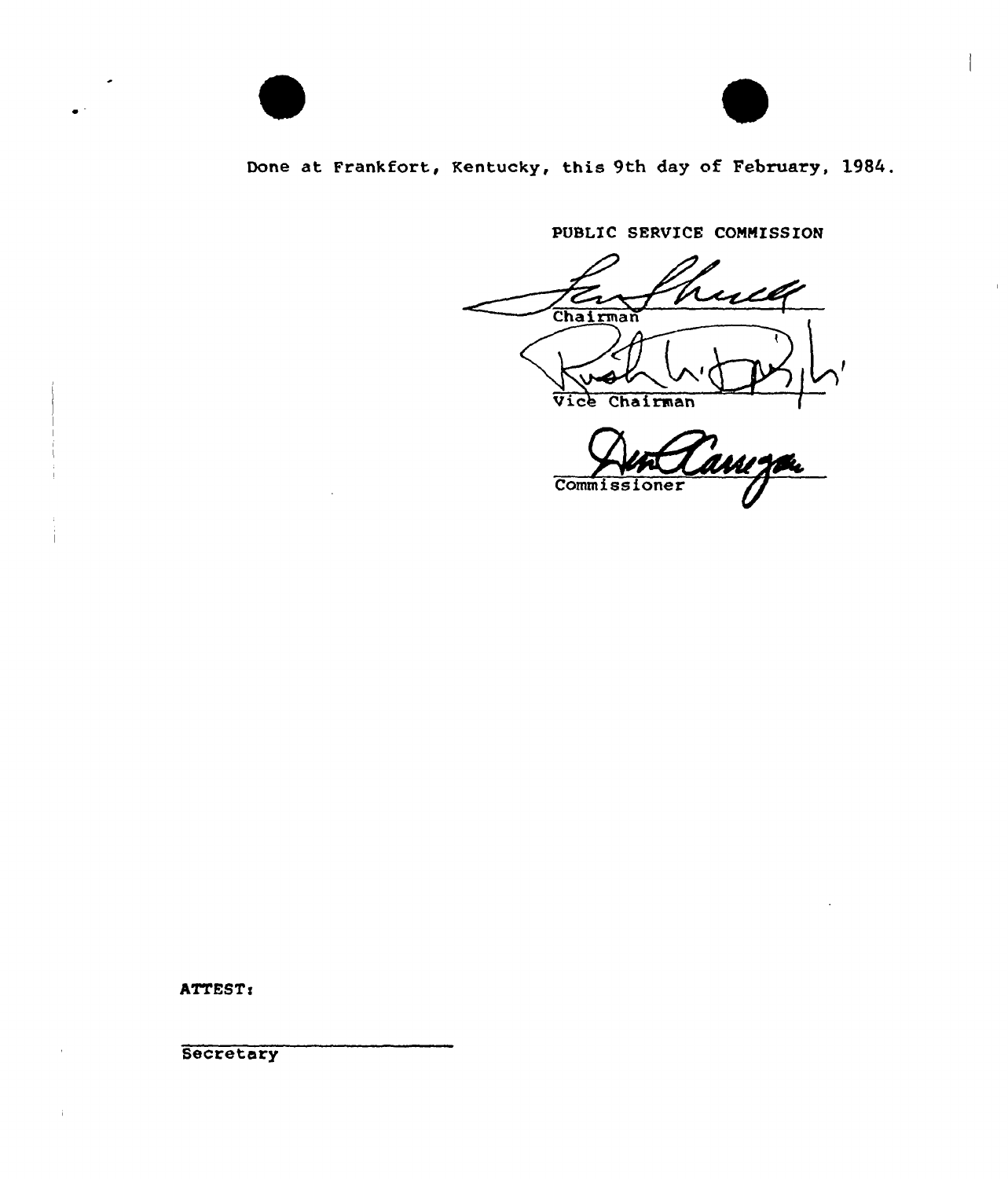Done at Frankfort, Kentucky, this 9th day of February, 1984.

PUBLIC SERVICE COMMISSION

Chairman

Vice Chairman

Commissioner

ATTEST:

Secretary